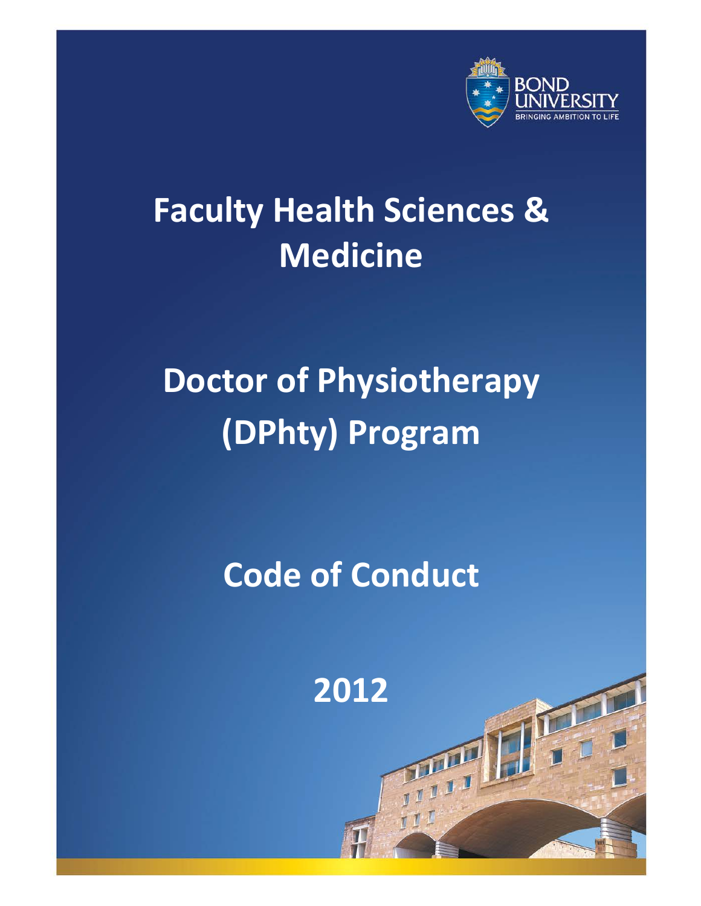# Faculty Health Sciences & Medicine

# Doctor of Physiotherapy (DPhty) Program

# Code of Conduct

# 2012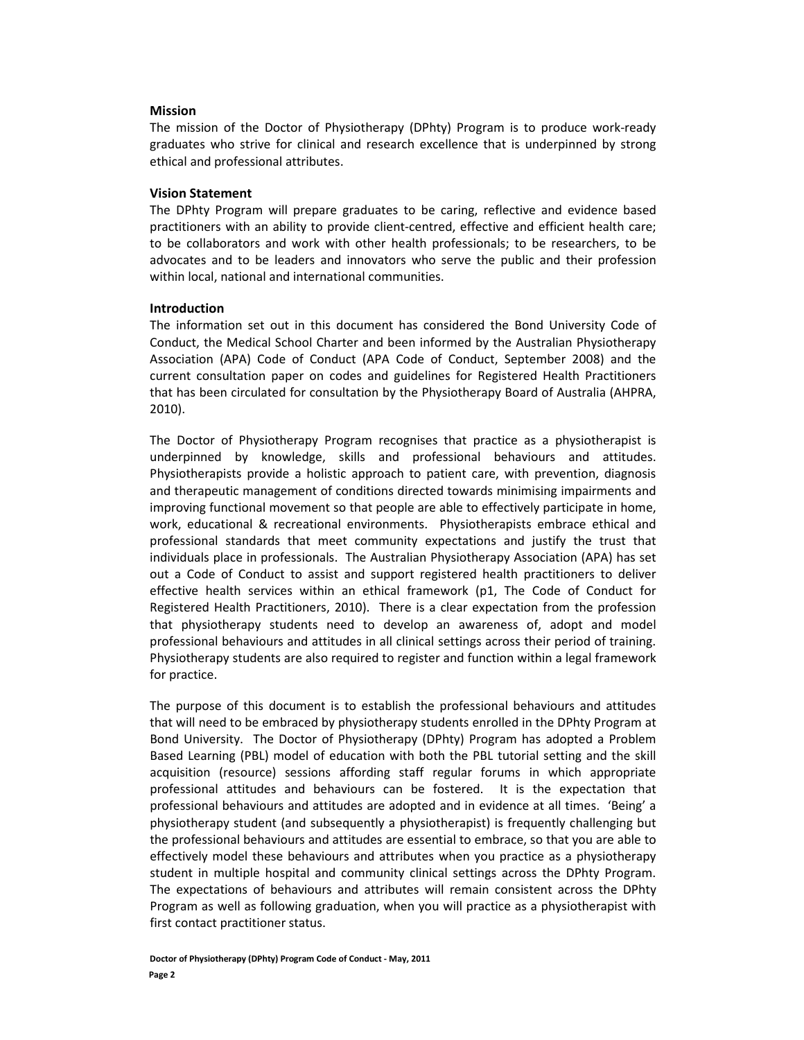**Mission**

The mission of the Doctor of Physiotherapy (DPhty) Program is to produce work-ready graduates who strive for clinical and research excellence that is underpinned by strong ethical and professional attributes.

**Vision Statement**

The DPhty Program will prepare graduates to be caring, reflective and evidence based practitioners with an ability to provide client-centred, effective and efficient health care; to be collaborators and work with other health professionals; to be researchers, to be advocates and to be leaders and innovators who serve the public and their profession within local, national and international communities.

**Introduction**

The information set out in this document has considered the Bond University Code of Conduct, the Medical School Charter and been informed by the Australian Physiotherapy Association (APA) Code of Conduct (APA Code of Conduct, September 2008) and the current consultation paper on codes and guidelines for Registered Health Practitioners that has been circulated for consultation by the Physiotherapy Board of Australia (AHPRA, 2010).

The Doctor of Physiotherapy Program recognises that practice as a physiotherapist is underpinned by knowledge, skills and professional behaviours and attitudes. Physiotherapists provide a holistic approach to patient care, with prevention, diagnosis and therapeutic management of conditions directed towards minimising impairments and improving functional movement so that people are able to effectively participate in home, work, educational & recreational environments. Physiotherapists embrace ethical and professional standards that meet community expectations and justify the trust that individuals place in professionals. The Australian Physiotherapy Association (APA) has set out a Code of Conduct to assist and support registered health practitioners to deliver effective health services within an ethical framework (p1, The Code of Conduct for Registered Health Practitioners, 2010). There is a clear expectation from the profession that physiotherapy students need to develop an awareness of, adopt and model professional behaviours and attitudes in all clinical settings across their period of training. Physiotherapy students are also required to register and function within a legal framework for practice.

The purpose of this document is to establish the professional behaviours and attitudes that will need to be embraced by physiotherapy students enrolled in the DPhty Program at Bond University. The Doctor of Physiotherapy (DPhty) Program has adopted a Problem Based Learning (PBL) model of education with both the PBL tutorial setting and the skill acquisition (resource) sessions affording staff regular forums in which appropriate professional attitudes and behaviours can be fostered. It is the expectation that professional behaviours and attitudes are adopted and in evidence at all times. 'Being' a physiotherapy student (and subsequently a physiotherapist) is frequently challenging but the professional behaviours and attitudes are essential to embrace, so that you are able to effectively model these behaviours and attributes when you practice as a physiotherapy student in multiple hospital and community clinical settings across the DPhty Program. The expectations of behaviours and attributes will remain consistent across the DPhty Program as well as following graduation, when you will practice as a physiotherapist with first contact practitioner status.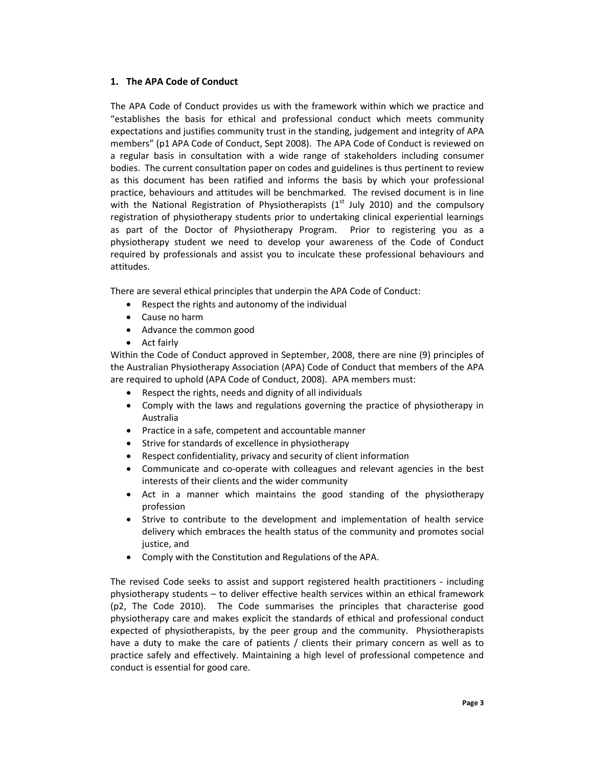## 1. The APA Code of Conduct

The APA Code of Conduct provides us with the framework within which we practice and "establishes the basis for ethical and professional conduct which meets community expectations and justifies community trust in the standing, judgement and integrity of APA members" (p1 APA Code of Conduct, Sept 2008). The APA Code of Conduct is reviewed on a regular basis in consultation with a wide range of stakeholders including consumer bodies. The current consultation paper on codes and guidelines is thus pertinent to review as this document has been ratified and informs the basis by which your professional practice, behaviours and attitudes will be benchmarked. The revised document is in line with the National Registration of Physiotherapists (1st July 2010) and the compulsory registration of physiotherapy students prior to undertaking clinical experiential learnings as part of the Doctor of Physiotherapy Program. Prior to registering you as a physiotherapy student we need to develop your awareness of the Code of Conduct required by professionals and assist you to inculcate these professional behaviours and attitudes.

There are several ethical principles that underpin the APA Code of Conduct:

- Respect the rights and autonomy of the individual
- Cause no harm
- Advance the common good
- Act fairly

Within the Code of Conduct approved in September, 2008, there are nine (9) principles of the Australian Physiotherapy Association (APA) Code of Conduct that members of the APA are required to uphold (APA Code of Conduct, 2008). APA members must:

- Respect the rights, needs and dignity of all individuals
- Comply with the laws and regulations governing the practice of physiotherapy in Australia
- Practice in a safe, competent and accountable manner
- Strive for standards of excellence in physiotherapy
- Respect confidentiality, privacy and security of client information
- Communicate and co-operate with colleagues and relevant agencies in the best interests of their clients and the wider community
- Act in a manner which maintains the good standing of the physiotherapy profession
- Strive to contribute to the development and implementation of health service delivery which embraces the health status of the community and promotes social justice, and
- Comply with the Constitution and Regulations of the APA.

The revised Code seeks to assist and support registered health practitioners - including physiotherapy students – to deliver effective health services within an ethical framework (p2, The Code 2010). The Code summarises the principles that characterise good physiotherapy care and makes explicit the standards of ethical and professional conduct expected of physiotherapists, by the peer group and the community. Physiotherapists have a duty to make the care of patients / clients their primary concern as well as to practice safely and effectively. Maintaining a high level of professional competence and conduct is essential for good care.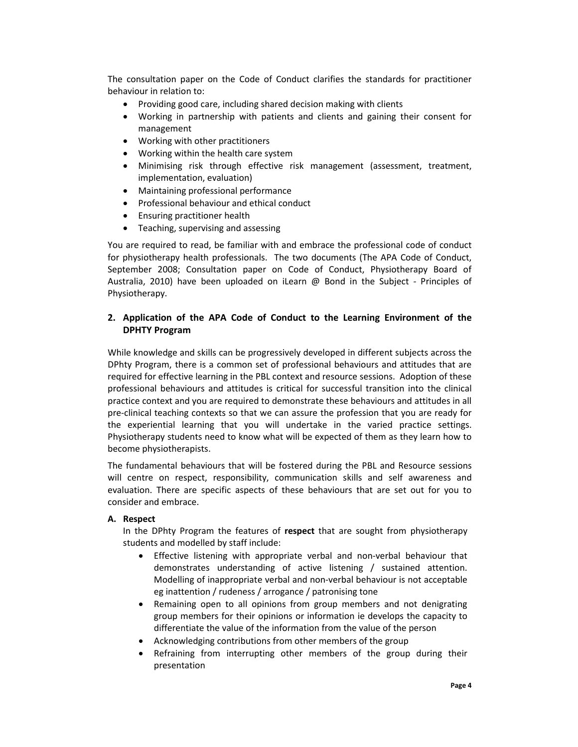The consultation paper on the Code of Conduct clarifies the standards for practitioner behaviour in relation to:

- Providing good care, including shared decision making with clients
- Working in partnership with patients and clients and gaining their consent for management
- Working with other practitioners
- Working within the health care system
- Minimising risk through effective risk management (assessment, treatment, implementation, evaluation)
- Maintaining professional performance
- Professional behaviour and ethical conduct
- Ensuring practitioner health
- Teaching, supervising and assessing

You are required to read, be familiar with and embrace the professional code of conduct for physiotherapy health professionals. The two documents (The APA Code of Conduct, September 2008; Consultation paper on Code of Conduct, Physiotherapy Board of Australia, 2010) have been uploaded on iLearn @ Bond in the Subject - Principles of Physiotherapy.

## 2. Application of the APA Code of Conduct to the Learning Environment of the DPHTY Program

While knowledge and skills can be progressively developed in different subjects across the DPhty Program, there is a common set of professional behaviours and attitudes that are required for effective learning in the PBL context and resource sessions. Adoption of these professional behaviours and attitudes is critical for successful transition into the clinical practice context and you are required to demonstrate these behaviours and attitudes in all pre-clinical teaching contexts so that we can assure the profession that you are ready for the experiential learning that you will undertake in the varied practice settings. Physiotherapy students need to know what will be expected of them as they learn how to become physiotherapists.

The fundamental behaviours that will be fostered during the PBL and Resource sessions will centre on respect, responsibility, communication skills and self awareness and evaluation. There are specific aspects of these behaviours that are set out for you to consider and embrace.

### A. Respect

In the DPhty Program the features of **respect** that are sought from physiotherapy students and modelled by staff include:

- Effective listening with appropriate verbal and non-verbal behaviour that demonstrates understanding of active listening / sustained attention. Modelling of inappropriate verbal and non-verbal behaviour is not acceptable eg inattention / rudeness / arrogance / patronising tone
- Remaining open to all opinions from group members and not denigrating group members for their opinions or information ie develops the capacity to differentiate the value of the information from the value of the person
- Acknowledging contributions from other members of the group
- Refraining from interrupting other members of the group during their presentation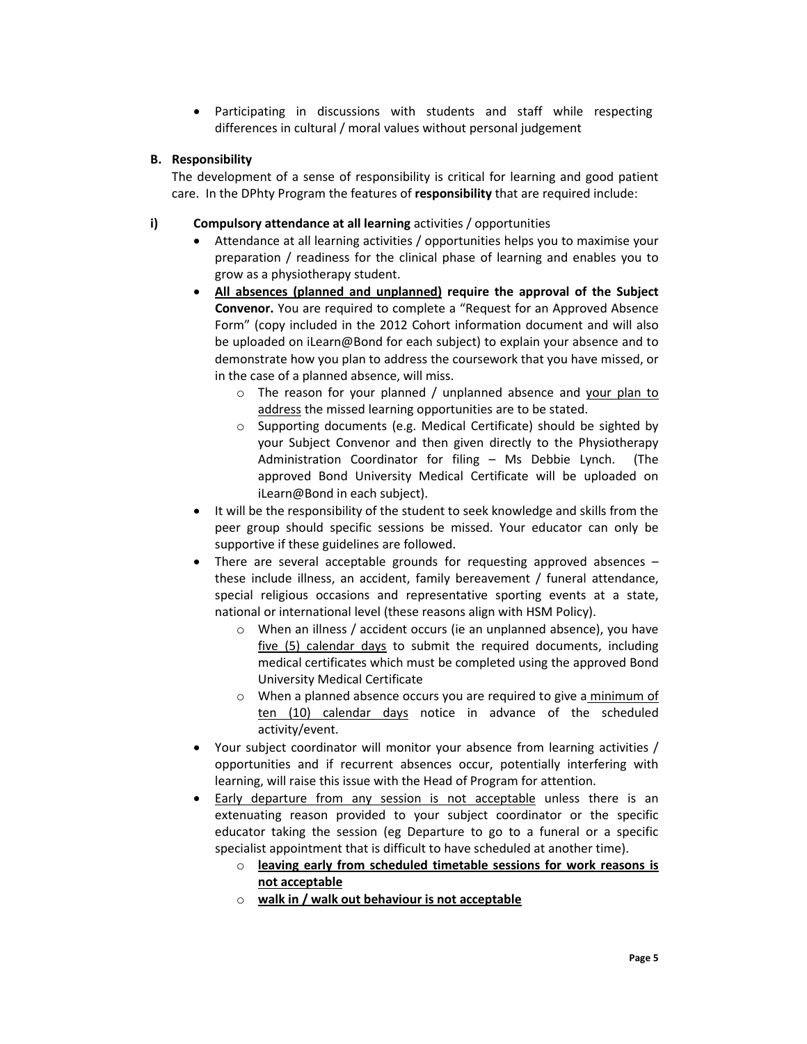- Participating in discussions with students and staff while respecting differences in cultural / moral values without personal judgement

**B. Responsibility**

The development of a sense of responsibility is critical for learning and good patient care. In the DPhty Program the features of **responsibility** that are required include:

**i) Compulsory attendance at all learning** activities / opportunities

- Attendance at all learning activities / opportunities helps you to maximise your preparation / readiness for the clinical phase of learning and enables you to grow as a physiotherapy student.
- <u>**All absences (planned and unplanned)**</u> **require the approval of the Subject Convenor.** You are required to complete a "Request for an Approved Absence Form" (copy included in the 2012 Cohort information document and will also be uploaded on iLearn@Bond for each subject) to explain your absence and to demonstrate how you plan to address the coursework that you have missed, or in the case of a planned absence, will miss.
  - The reason for your planned / unplanned absence and <u>your plan to address</u> the missed learning opportunities are to be stated.
  - Supporting documents (e.g. Medical Certificate) should be sighted by your Subject Convenor and then given directly to the Physiotherapy Administration Coordinator for filing – Ms Debbie Lynch. (The approved Bond University Medical Certificate will be uploaded on iLearn@Bond in each subject).
- It will be the responsibility of the student to seek knowledge and skills from the peer group should specific sessions be missed. Your educator can only be supportive if these guidelines are followed.
- There are several acceptable grounds for requesting approved absences – these include illness, an accident, family bereavement / funeral attendance, special religious occasions and representative sporting events at a state, national or international level (these reasons align with HSM Policy).
  - When an illness / accident occurs (ie an unplanned absence), you have <u>five (5) calendar days</u> to submit the required documents, including medical certificates which must be completed using the approved Bond University Medical Certificate
  - When a planned absence occurs you are required to give a <u>minimum of ten (10) calendar days</u> notice in advance of the scheduled activity/event.
- Your subject coordinator will monitor your absence from learning activities / opportunities and if recurrent absences occur, potentially interfering with learning, will raise this issue with the Head of Program for attention.
- <u>Early departure from any session is not acceptable</u> unless there is an extenuating reason provided to your subject coordinator or the specific educator taking the session (eg Departure to go to a funeral or a specific specialist appointment that is difficult to have scheduled at another time).
  - <u>**leaving early from scheduled timetable sessions for work reasons is not acceptable**</u>
  - <u>**walk in / walk out behaviour is not acceptable**</u>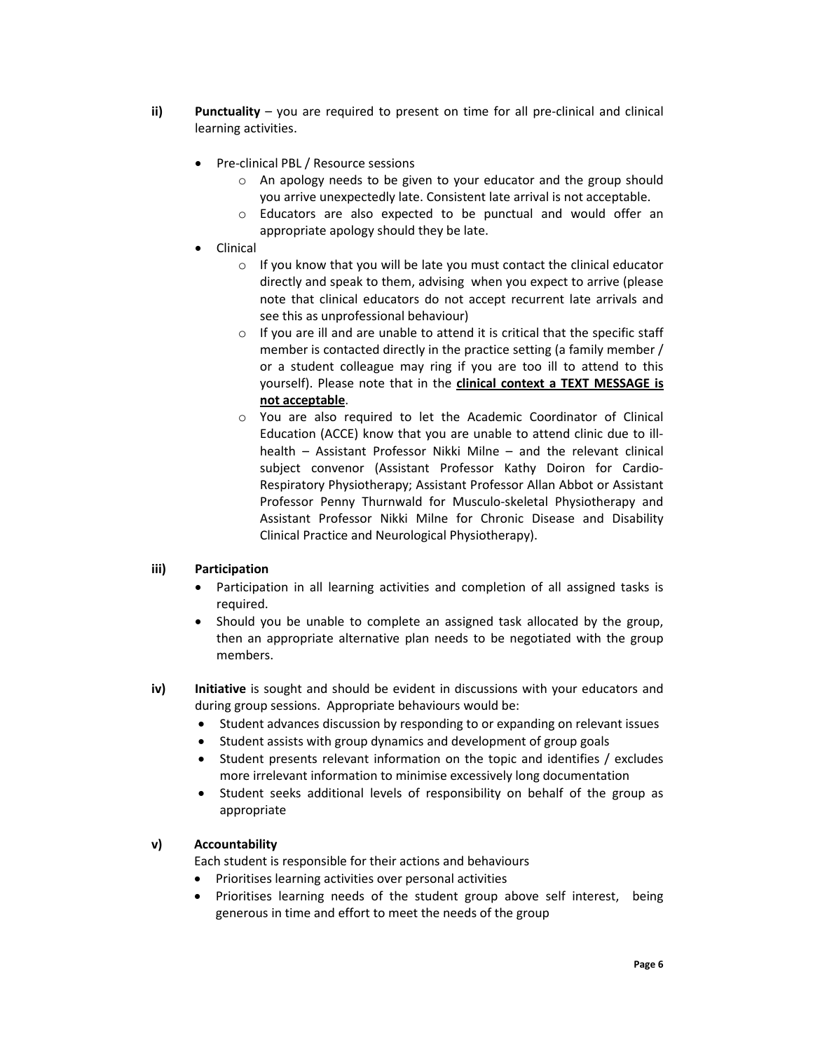**ii) Punctuality** – you are required to present on time for all pre-clinical and clinical learning activities.

- Pre-clinical PBL / Resource sessions
  - An apology needs to be given to your educator and the group should you arrive unexpectedly late. Consistent late arrival is not acceptable.
  - Educators are also expected to be punctual and would offer an appropriate apology should they be late.
- Clinical
  - If you know that you will be late you must contact the clinical educator directly and speak to them, advising when you expect to arrive (please note that clinical educators do not accept recurrent late arrivals and see this as unprofessional behaviour)
  - If you are ill and are unable to attend it is critical that the specific staff member is contacted directly in the practice setting (a family member / or a student colleague may ring if you are too ill to attend to this yourself). Please note that in the <u>**clinical context a TEXT MESSAGE is not acceptable**</u>.
  - You are also required to let the Academic Coordinator of Clinical Education (ACCE) know that you are unable to attend clinic due to ill-health – Assistant Professor Nikki Milne – and the relevant clinical subject convenor (Assistant Professor Kathy Doiron for Cardio-Respiratory Physiotherapy; Assistant Professor Allan Abbot or Assistant Professor Penny Thurnwald for Musculo-skeletal Physiotherapy and Assistant Professor Nikki Milne for Chronic Disease and Disability Clinical Practice and Neurological Physiotherapy).

**iii) Participation**

- Participation in all learning activities and completion of all assigned tasks is required.
- Should you be unable to complete an assigned task allocated by the group, then an appropriate alternative plan needs to be negotiated with the group members.

**iv) Initiative** is sought and should be evident in discussions with your educators and during group sessions. Appropriate behaviours would be:

- Student advances discussion by responding to or expanding on relevant issues
- Student assists with group dynamics and development of group goals
- Student presents relevant information on the topic and identifies / excludes more irrelevant information to minimise excessively long documentation
- Student seeks additional levels of responsibility on behalf of the group as appropriate

**v) Accountability**

Each student is responsible for their actions and behaviours

- Prioritises learning activities over personal activities
- Prioritises learning needs of the student group above self interest, being generous in time and effort to meet the needs of the group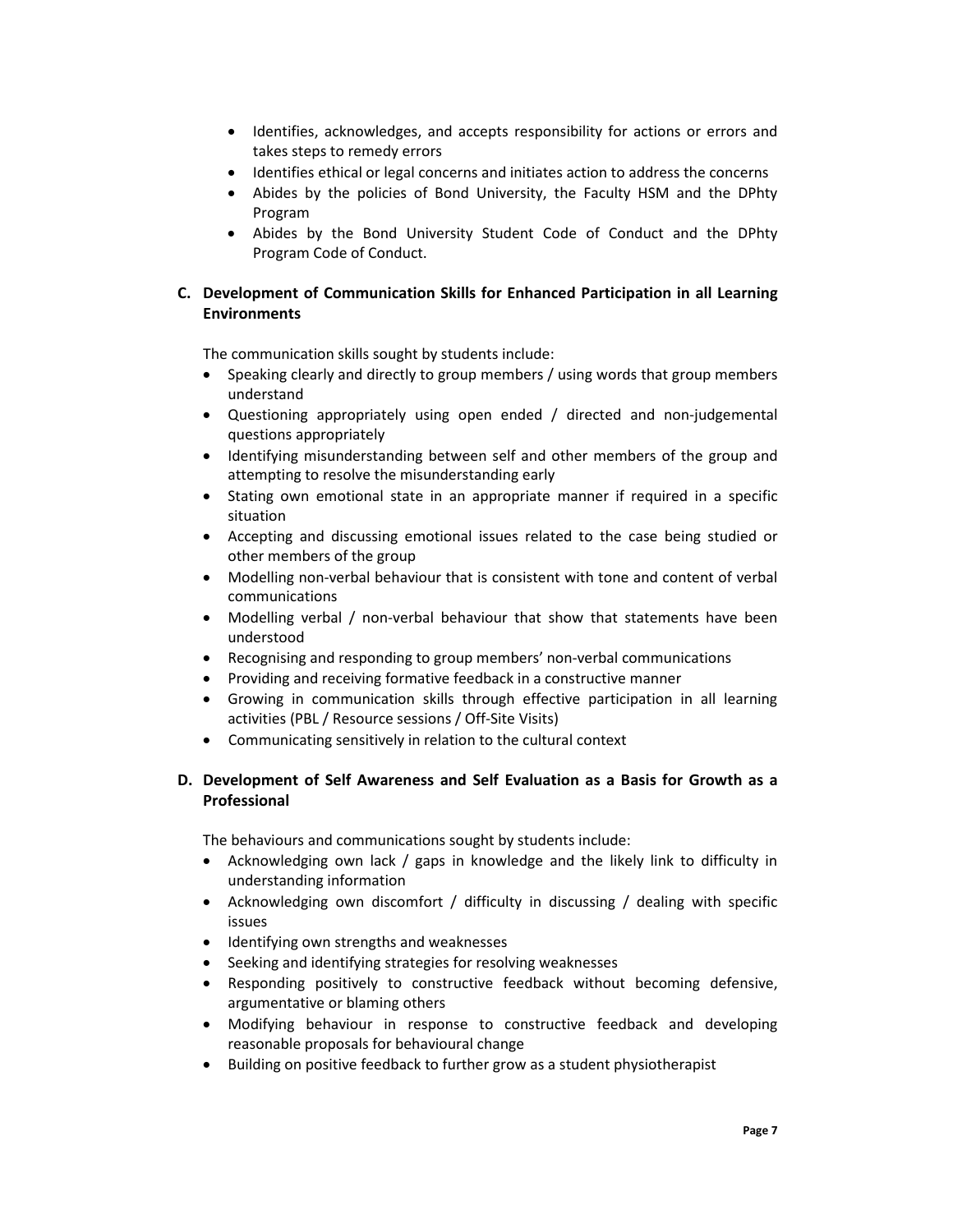- Identifies, acknowledges, and accepts responsibility for actions or errors and takes steps to remedy errors
- Identifies ethical or legal concerns and initiates action to address the concerns
- Abides by the policies of Bond University, the Faculty HSM and the DPhty Program
- Abides by the Bond University Student Code of Conduct and the DPhty Program Code of Conduct.

**C. Development of Communication Skills for Enhanced Participation in all Learning Environments**

The communication skills sought by students include:

- Speaking clearly and directly to group members / using words that group members understand
- Questioning appropriately using open ended / directed and non-judgemental questions appropriately
- Identifying misunderstanding between self and other members of the group and attempting to resolve the misunderstanding early
- Stating own emotional state in an appropriate manner if required in a specific situation
- Accepting and discussing emotional issues related to the case being studied or other members of the group
- Modelling non-verbal behaviour that is consistent with tone and content of verbal communications
- Modelling verbal / non-verbal behaviour that show that statements have been understood
- Recognising and responding to group members' non-verbal communications
- Providing and receiving formative feedback in a constructive manner
- Growing in communication skills through effective participation in all learning activities (PBL / Resource sessions / Off-Site Visits)
- Communicating sensitively in relation to the cultural context

**D. Development of Self Awareness and Self Evaluation as a Basis for Growth as a Professional**

The behaviours and communications sought by students include:

- Acknowledging own lack / gaps in knowledge and the likely link to difficulty in understanding information
- Acknowledging own discomfort / difficulty in discussing / dealing with specific issues
- Identifying own strengths and weaknesses
- Seeking and identifying strategies for resolving weaknesses
- Responding positively to constructive feedback without becoming defensive, argumentative or blaming others
- Modifying behaviour in response to constructive feedback and developing reasonable proposals for behavioural change
- Building on positive feedback to further grow as a student physiotherapist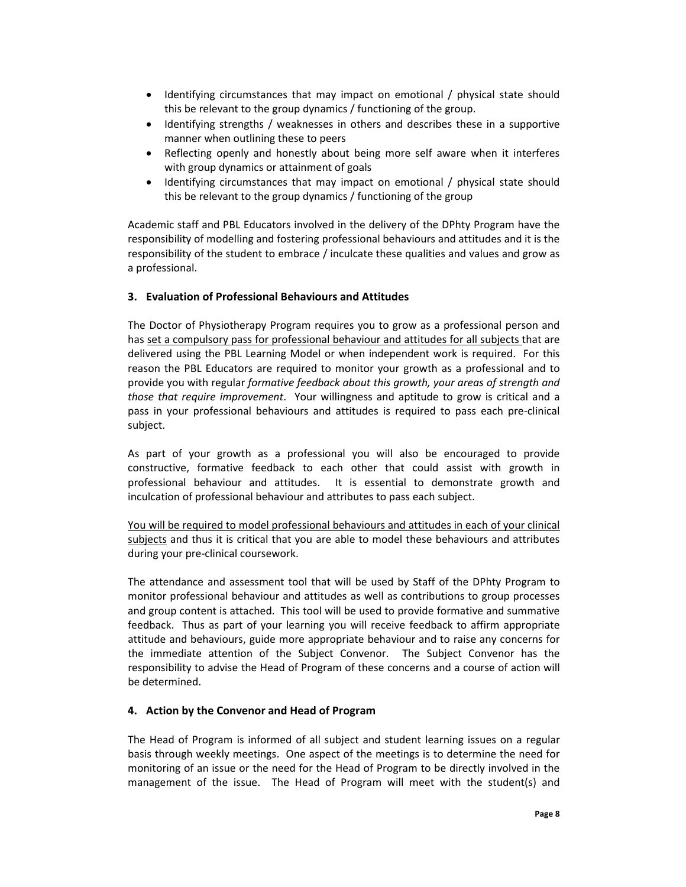- Identifying circumstances that may impact on emotional / physical state should this be relevant to the group dynamics / functioning of the group.
- Identifying strengths / weaknesses in others and describes these in a supportive manner when outlining these to peers
- Reflecting openly and honestly about being more self aware when it interferes with group dynamics or attainment of goals
- Identifying circumstances that may impact on emotional / physical state should this be relevant to the group dynamics / functioning of the group

Academic staff and PBL Educators involved in the delivery of the DPhty Program have the responsibility of modelling and fostering professional behaviours and attitudes and it is the responsibility of the student to embrace / inculcate these qualities and values and grow as a professional.

### 3. Evaluation of Professional Behaviours and Attitudes

The Doctor of Physiotherapy Program requires you to grow as a professional person and has <u>set a compulsory pass for professional behaviour and attitudes for all subjects</u> that are delivered using the PBL Learning Model or when independent work is required. For this reason the PBL Educators are required to monitor your growth as a professional and to provide you with regular *formative feedback about this growth, your areas of strength and those that require improvement*. Your willingness and aptitude to grow is critical and a pass in your professional behaviours and attitudes is required to pass each pre-clinical subject.

As part of your growth as a professional you will also be encouraged to provide constructive, formative feedback to each other that could assist with growth in professional behaviour and attitudes. It is essential to demonstrate growth and inculcation of professional behaviour and attributes to pass each subject.

<u>You will be required to model professional behaviours and attitudes in each of your clinical subjects</u> and thus it is critical that you are able to model these behaviours and attributes during your pre-clinical coursework.

The attendance and assessment tool that will be used by Staff of the DPhty Program to monitor professional behaviour and attitudes as well as contributions to group processes and group content is attached. This tool will be used to provide formative and summative feedback. Thus as part of your learning you will receive feedback to affirm appropriate attitude and behaviours, guide more appropriate behaviour and to raise any concerns for the immediate attention of the Subject Convenor. The Subject Convenor has the responsibility to advise the Head of Program of these concerns and a course of action will be determined.

### 4. Action by the Convenor and Head of Program

The Head of Program is informed of all subject and student learning issues on a regular basis through weekly meetings. One aspect of the meetings is to determine the need for monitoring of an issue or the need for the Head of Program to be directly involved in the management of the issue. The Head of Program will meet with the student(s) and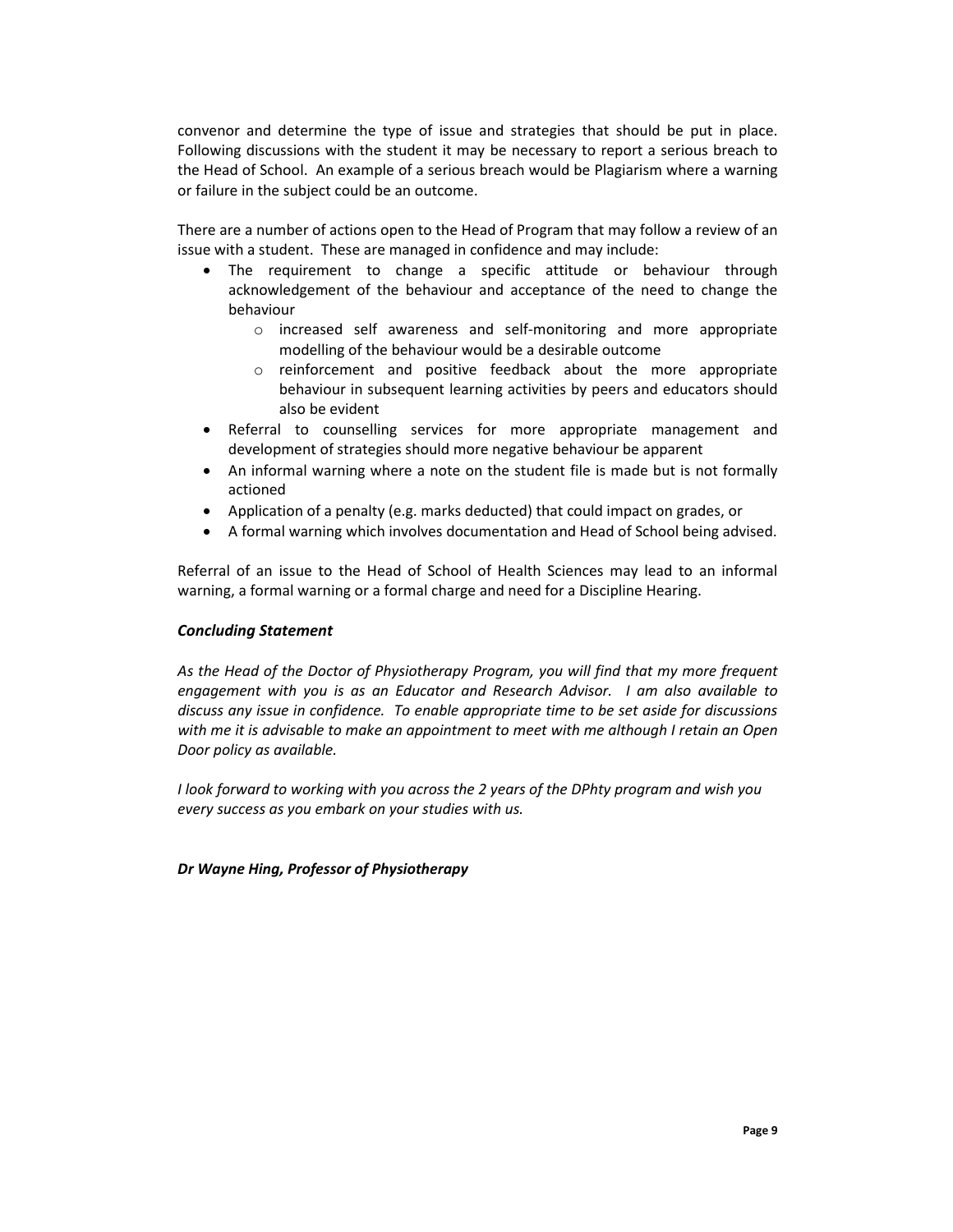convenor and determine the type of issue and strategies that should be put in place. Following discussions with the student it may be necessary to report a serious breach to the Head of School. An example of a serious breach would be Plagiarism where a warning or failure in the subject could be an outcome.

There are a number of actions open to the Head of Program that may follow a review of an issue with a student. These are managed in confidence and may include:

- The requirement to change a specific attitude or behaviour through acknowledgement of the behaviour and acceptance of the need to change the behaviour
  - increased self awareness and self-monitoring and more appropriate modelling of the behaviour would be a desirable outcome
  - reinforcement and positive feedback about the more appropriate behaviour in subsequent learning activities by peers and educators should also be evident
- Referral to counselling services for more appropriate management and development of strategies should more negative behaviour be apparent
- An informal warning where a note on the student file is made but is not formally actioned
- Application of a penalty (e.g. marks deducted) that could impact on grades, or
- A formal warning which involves documentation and Head of School being advised.

Referral of an issue to the Head of School of Health Sciences may lead to an informal warning, a formal warning or a formal charge and need for a Discipline Hearing.

***Concluding Statement***

*As the Head of the Doctor of Physiotherapy Program, you will find that my more frequent engagement with you is as an Educator and Research Advisor. I am also available to discuss any issue in confidence. To enable appropriate time to be set aside for discussions with me it is advisable to make an appointment to meet with me although I retain an Open Door policy as available.*

*I look forward to working with you across the 2 years of the DPhty program and wish you every success as you embark on your studies with us.*

***Dr Wayne Hing, Professor of Physiotherapy***